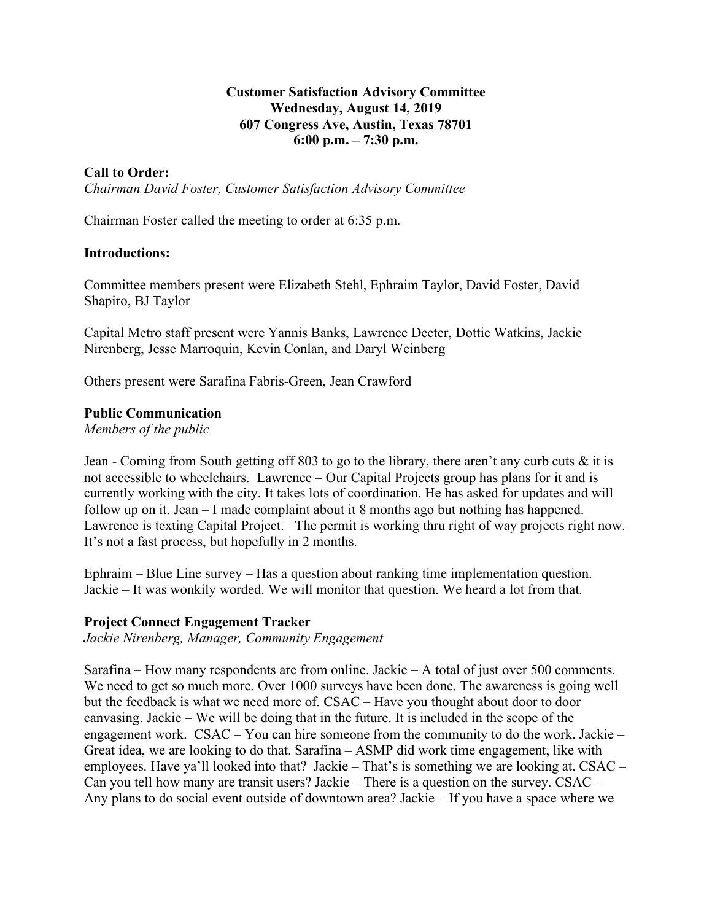**Customer Satisfaction Advisory Committee**
**Wednesday, August 14, 2019**
**607 Congress Ave, Austin, Texas 78701**
**6:00 p.m. – 7:30 p.m.**

**Call to Order:**
*Chairman David Foster, Customer Satisfaction Advisory Committee*

Chairman Foster called the meeting to order at 6:35 p.m.

**Introductions:**

Committee members present were Elizabeth Stehl, Ephraim Taylor, David Foster, David Shapiro, BJ Taylor

Capital Metro staff present were Yannis Banks, Lawrence Deeter, Dottie Watkins, Jackie Nirenberg, Jesse Marroquin, Kevin Conlan, and Daryl Weinberg

Others present were Sarafina Fabris-Green, Jean Crawford

**Public Communication**
*Members of the public*

Jean - Coming from South getting off 803 to go to the library, there aren't any curb cuts & it is not accessible to wheelchairs. Lawrence – Our Capital Projects group has plans for it and is currently working with the city. It takes lots of coordination. He has asked for updates and will follow up on it. Jean – I made complaint about it 8 months ago but nothing has happened. Lawrence is texting Capital Project. The permit is working thru right of way projects right now. It's not a fast process, but hopefully in 2 months.

Ephraim – Blue Line survey – Has a question about ranking time implementation question. Jackie – It was wonkily worded. We will monitor that question. We heard a lot from that.

**Project Connect Engagement Tracker**
*Jackie Nirenberg, Manager, Community Engagement*

Sarafina – How many respondents are from online. Jackie – A total of just over 500 comments. We need to get so much more. Over 1000 surveys have been done. The awareness is going well but the feedback is what we need more of. CSAC – Have you thought about door to door canvasing. Jackie – We will be doing that in the future. It is included in the scope of the engagement work. CSAC – You can hire someone from the community to do the work. Jackie – Great idea, we are looking to do that. Sarafina – ASMP did work time engagement, like with employees. Have ya'll looked into that? Jackie – That's is something we are looking at. CSAC – Can you tell how many are transit users? Jackie – There is a question on the survey. CSAC – Any plans to do social event outside of downtown area? Jackie – If you have a space where we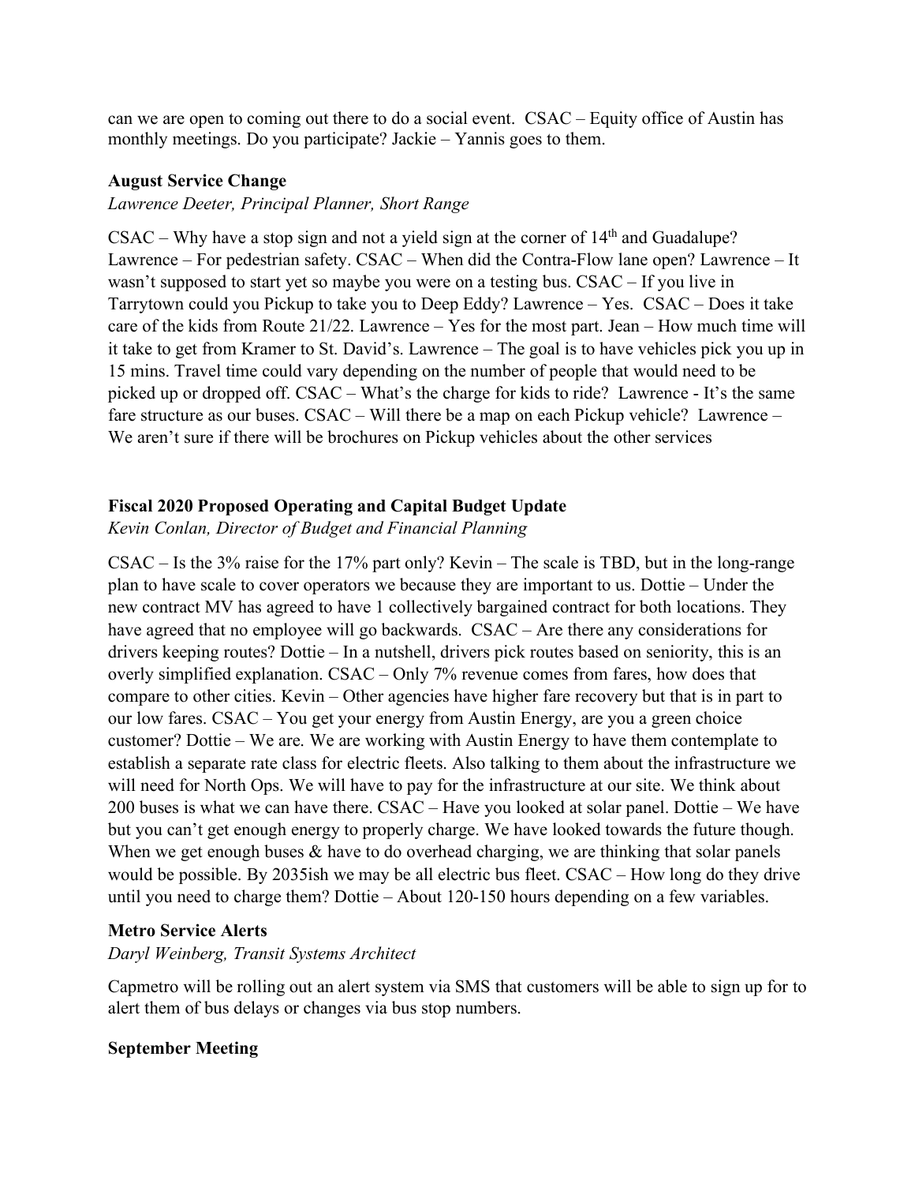can we are open to coming out there to do a social event. CSAC – Equity office of Austin has monthly meetings. Do you participate? Jackie – Yannis goes to them.

### August Service Change

*Lawrence Deeter, Principal Planner, Short Range*

CSAC – Why have a stop sign and not a yield sign at the corner of 14th and Guadalupe? Lawrence – For pedestrian safety. CSAC – When did the Contra-Flow lane open? Lawrence – It wasn't supposed to start yet so maybe you were on a testing bus. CSAC – If you live in Tarrytown could you Pickup to take you to Deep Eddy? Lawrence – Yes. CSAC – Does it take care of the kids from Route 21/22. Lawrence – Yes for the most part. Jean – How much time will it take to get from Kramer to St. David's. Lawrence – The goal is to have vehicles pick you up in 15 mins. Travel time could vary depending on the number of people that would need to be picked up or dropped off. CSAC – What's the charge for kids to ride? Lawrence - It's the same fare structure as our buses. CSAC – Will there be a map on each Pickup vehicle? Lawrence – We aren't sure if there will be brochures on Pickup vehicles about the other services

### Fiscal 2020 Proposed Operating and Capital Budget Update

*Kevin Conlan, Director of Budget and Financial Planning*

CSAC – Is the 3% raise for the 17% part only? Kevin – The scale is TBD, but in the long-range plan to have scale to cover operators we because they are important to us. Dottie – Under the new contract MV has agreed to have 1 collectively bargained contract for both locations. They have agreed that no employee will go backwards. CSAC – Are there any considerations for drivers keeping routes? Dottie – In a nutshell, drivers pick routes based on seniority, this is an overly simplified explanation. CSAC – Only 7% revenue comes from fares, how does that compare to other cities. Kevin – Other agencies have higher fare recovery but that is in part to our low fares. CSAC – You get your energy from Austin Energy, are you a green choice customer? Dottie – We are. We are working with Austin Energy to have them contemplate to establish a separate rate class for electric fleets. Also talking to them about the infrastructure we will need for North Ops. We will have to pay for the infrastructure at our site. We think about 200 buses is what we can have there. CSAC – Have you looked at solar panel. Dottie – We have but you can't get enough energy to properly charge. We have looked towards the future though. When we get enough buses & have to do overhead charging, we are thinking that solar panels would be possible. By 2035ish we may be all electric bus fleet. CSAC – How long do they drive until you need to charge them? Dottie – About 120-150 hours depending on a few variables.

### Metro Service Alerts

*Daryl Weinberg, Transit Systems Architect*

Capmetro will be rolling out an alert system via SMS that customers will be able to sign up for to alert them of bus delays or changes via bus stop numbers.

### September Meeting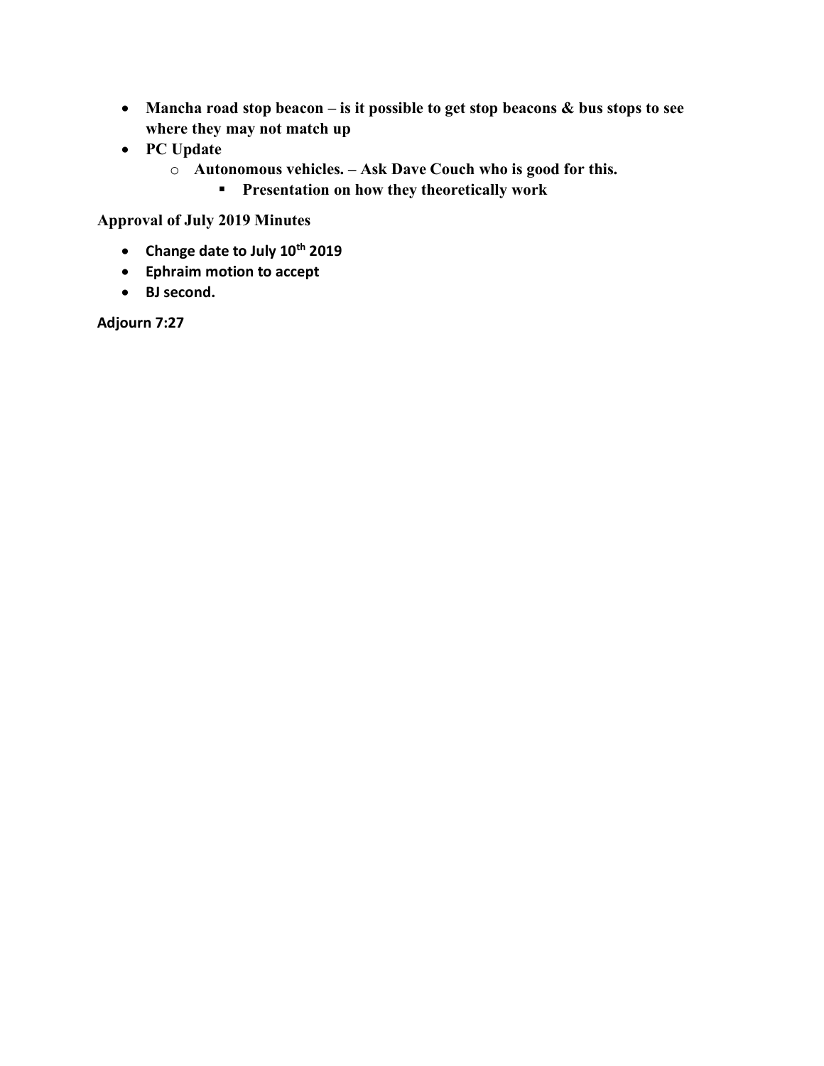- **Mancha road stop beacon – is it possible to get stop beacons & bus stops to see where they may not match up**
- **PC Update**
  - **Autonomous vehicles. – Ask Dave Couch who is good for this.**
    - **Presentation on how they theoretically work**

**Approval of July 2019 Minutes**

- **Change date to July 10th 2019**
- **Ephraim motion to accept**
- **BJ second.**

**Adjourn 7:27**